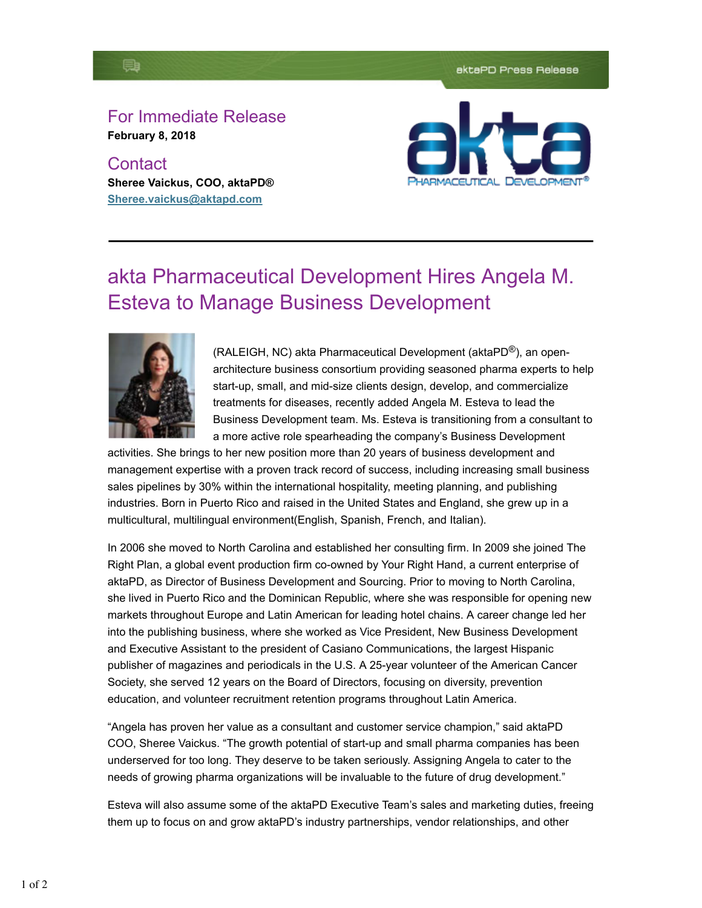aktaPD Press Release

## For Immediate Release

**February 8, 2018**

## Contact

**Sheree Vaickus, COO, aktaPD®**
**Sheree.vaickus@aktapd.com**

---

# akta Pharmaceutical Development Hires Angela M. Esteva to Manage Business Development

(RALEIGH, NC) akta Pharmaceutical Development (aktaPD®), an open-architecture business consortium providing seasoned pharma experts to help start-up, small, and mid-size clients design, develop, and commercialize treatments for diseases, recently added Angela M. Esteva to lead the Business Development team. Ms. Esteva is transitioning from a consultant to a more active role spearheading the company's Business Development activities. She brings to her new position more than 20 years of business development and management expertise with a proven track record of success, including increasing small business sales pipelines by 30% within the international hospitality, meeting planning, and publishing industries. Born in Puerto Rico and raised in the United States and England, she grew up in a multicultural, multilingual environment(English, Spanish, French, and Italian).

In 2006 she moved to North Carolina and established her consulting firm. In 2009 she joined The Right Plan, a global event production firm co-owned by Your Right Hand, a current enterprise of aktaPD, as Director of Business Development and Sourcing. Prior to moving to North Carolina, she lived in Puerto Rico and the Dominican Republic, where she was responsible for opening new markets throughout Europe and Latin American for leading hotel chains. A career change led her into the publishing business, where she worked as Vice President, New Business Development and Executive Assistant to the president of Casiano Communications, the largest Hispanic publisher of magazines and periodicals in the U.S. A 25-year volunteer of the American Cancer Society, she served 12 years on the Board of Directors, focusing on diversity, prevention education, and volunteer recruitment retention programs throughout Latin America.

"Angela has proven her value as a consultant and customer service champion," said aktaPD COO, Sheree Vaickus. "The growth potential of start-up and small pharma companies has been underserved for too long. They deserve to be taken seriously. Assigning Angela to cater to the needs of growing pharma organizations will be invaluable to the future of drug development."

Esteva will also assume some of the aktaPD Executive Team's sales and marketing duties, freeing them up to focus on and grow aktaPD's industry partnerships, vendor relationships, and other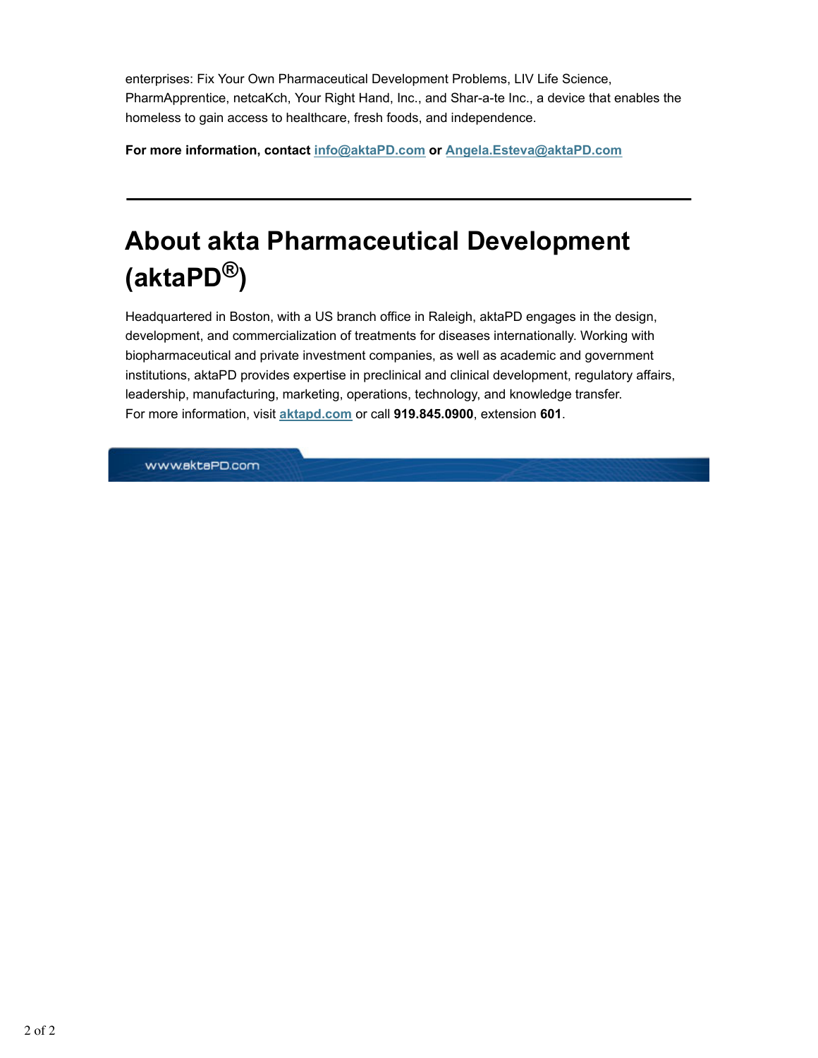enterprises: Fix Your Own Pharmaceutical Development Problems, LIV Life Science, PharmApprentice, netcaKch, Your Right Hand, Inc., and Shar-a-te Inc., a device that enables the homeless to gain access to healthcare, fresh foods, and independence.

**For more information, contact info@aktaPD.com or Angela.Esteva@aktaPD.com**

---

# About akta Pharmaceutical Development (aktaPD®)

Headquartered in Boston, with a US branch office in Raleigh, aktaPD engages in the design, development, and commercialization of treatments for diseases internationally. Working with biopharmaceutical and private investment companies, as well as academic and government institutions, aktaPD provides expertise in preclinical and clinical development, regulatory affairs, leadership, manufacturing, marketing, operations, technology, and knowledge transfer.
For more information, visit **aktapd.com** or call **919.845.0900**, extension **601**.

www.aktaPD.com